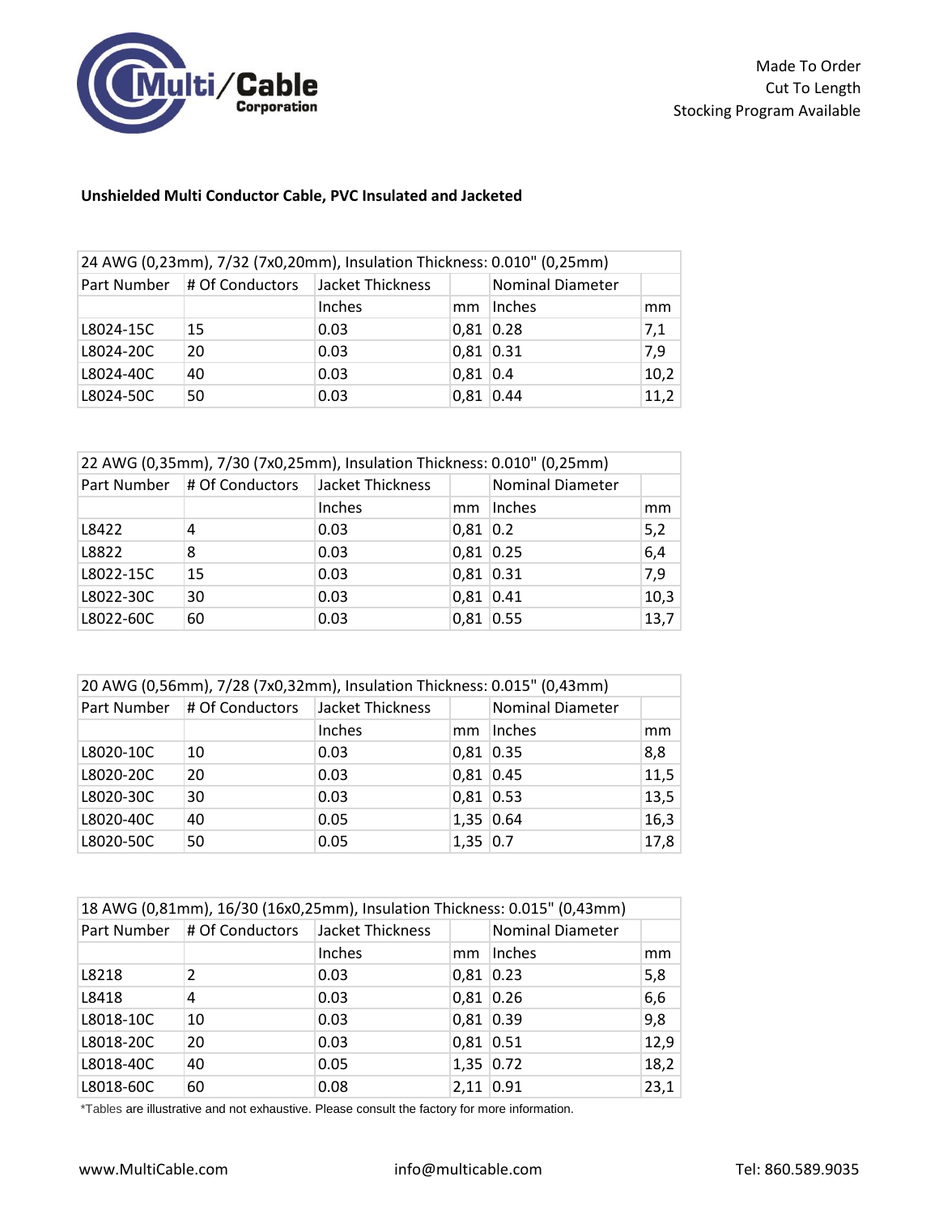Made To Order
Cut To Length
Stocking Program Available

**Unshielded Multi Conductor Cable, PVC Insulated and Jacketed**

| 24 AWG (0,23mm), 7/32 (7x0,20mm), Insulation Thickness: 0.010" (0,25mm) | | | | | |
|---|---|---|---|---|---|
| Part Number | # Of Conductors | Jacket Thickness | | Nominal Diameter | |
| | | Inches | mm | Inches | mm |
| L8024-15C | 15 | 0.03 | 0,81 | 0.28 | 7,1 |
| L8024-20C | 20 | 0.03 | 0,81 | 0.31 | 7,9 |
| L8024-40C | 40 | 0.03 | 0,81 | 0.4 | 10,2 |
| L8024-50C | 50 | 0.03 | 0,81 | 0.44 | 11,2 |

| 22 AWG (0,35mm), 7/30 (7x0,25mm), Insulation Thickness: 0.010" (0,25mm) | | | | | |
|---|---|---|---|---|---|
| Part Number | # Of Conductors | Jacket Thickness | | Nominal Diameter | |
| | | Inches | mm | Inches | mm |
| L8422 | 4 | 0.03 | 0,81 | 0.2 | 5,2 |
| L8822 | 8 | 0.03 | 0,81 | 0.25 | 6,4 |
| L8022-15C | 15 | 0.03 | 0,81 | 0.31 | 7,9 |
| L8022-30C | 30 | 0.03 | 0,81 | 0.41 | 10,3 |
| L8022-60C | 60 | 0.03 | 0,81 | 0.55 | 13,7 |

| 20 AWG (0,56mm), 7/28 (7x0,32mm), Insulation Thickness: 0.015" (0,43mm) | | | | | |
|---|---|---|---|---|---|
| Part Number | # Of Conductors | Jacket Thickness | | Nominal Diameter | |
| | | Inches | mm | Inches | mm |
| L8020-10C | 10 | 0.03 | 0,81 | 0.35 | 8,8 |
| L8020-20C | 20 | 0.03 | 0,81 | 0.45 | 11,5 |
| L8020-30C | 30 | 0.03 | 0,81 | 0.53 | 13,5 |
| L8020-40C | 40 | 0.05 | 1,35 | 0.64 | 16,3 |
| L8020-50C | 50 | 0.05 | 1,35 | 0.7 | 17,8 |

| 18 AWG (0,81mm), 16/30 (16x0,25mm), Insulation Thickness: 0.015" (0,43mm) | | | | | |
|---|---|---|---|---|---|
| Part Number | # Of Conductors | Jacket Thickness | | Nominal Diameter | |
| | | Inches | mm | Inches | mm |
| L8218 | 2 | 0.03 | 0,81 | 0.23 | 5,8 |
| L8418 | 4 | 0.03 | 0,81 | 0.26 | 6,6 |
| L8018-10C | 10 | 0.03 | 0,81 | 0.39 | 9,8 |
| L8018-20C | 20 | 0.03 | 0,81 | 0.51 | 12,9 |
| L8018-40C | 40 | 0.05 | 1,35 | 0.72 | 18,2 |
| L8018-60C | 60 | 0.08 | 2,11 | 0.91 | 23,1 |

*Tables are illustrative and not exhaustive. Please consult the factory for more information.

www.MultiCable.com info@multicable.com Tel: 860.589.9035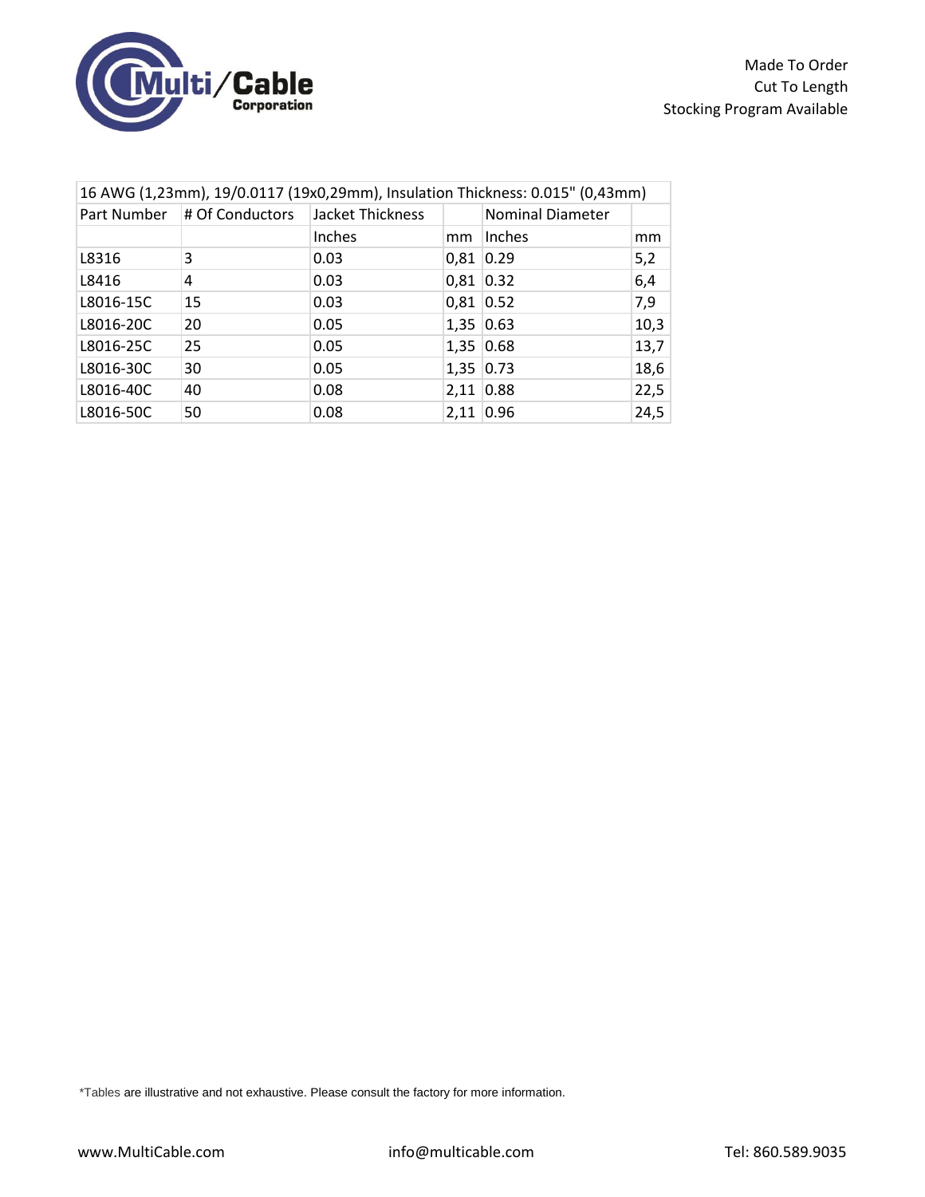Made To Order
Cut To Length
Stocking Program Available

| 16 AWG (1,23mm), 19/0.0117 (19x0,29mm), Insulation Thickness: 0.015" (0,43mm) | | | | | |
|---|---|---|---|---|---|
| Part Number | # Of Conductors | Jacket Thickness | | Nominal Diameter | |
| | | Inches | mm | Inches | mm |
| L8316 | 3 | 0.03 | 0,81 | 0.29 | 5,2 |
| L8416 | 4 | 0.03 | 0,81 | 0.32 | 6,4 |
| L8016-15C | 15 | 0.03 | 0,81 | 0.52 | 7,9 |
| L8016-20C | 20 | 0.05 | 1,35 | 0.63 | 10,3 |
| L8016-25C | 25 | 0.05 | 1,35 | 0.68 | 13,7 |
| L8016-30C | 30 | 0.05 | 1,35 | 0.73 | 18,6 |
| L8016-40C | 40 | 0.08 | 2,11 | 0.88 | 22,5 |
| L8016-50C | 50 | 0.08 | 2,11 | 0.96 | 24,5 |

*Tables are illustrative and not exhaustive. Please consult the factory for more information.

www.MultiCable.com info@multicable.com Tel: 860.589.9035